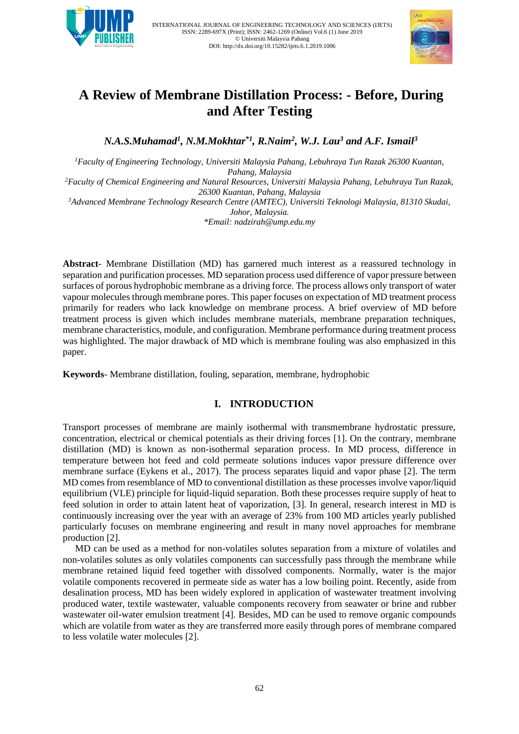# A Review of Membrane Distillation Process: - Before, During and After Testing

***N.A.S.Muhamad[1], N.M.Mokhtar[*1], R.Naim[2], W.J. Lau[3] and A.F. Ismail[3]***

*[1]Faculty of Engineering Technology, Universiti Malaysia Pahang, Lebuhraya Tun Razak 26300 Kuantan, Pahang, Malaysia*

*[2]Faculty of Chemical Engineering and Natural Resources, Universiti Malaysia Pahang, Lebuhraya Tun Razak, 26300 Kuantan, Pahang, Malaysia*

*[3]Advanced Membrane Technology Research Centre (AMTEC), Universiti Teknologi Malaysia, 81310 Skudai, Johor, Malaysia.*

**Email: nadzirah@ump.edu.my*

**Abstract**- Membrane Distillation (MD) has garnered much interest as a reassured technology in separation and purification processes. MD separation process used difference of vapor pressure between surfaces of porous hydrophobic membrane as a driving force. The process allows only transport of water vapour molecules through membrane pores. This paper focuses on expectation of MD treatment process primarily for readers who lack knowledge on membrane process. A brief overview of MD before treatment process is given which includes membrane materials, membrane preparation techniques, membrane characteristics, module, and configuration. Membrane performance during treatment process was highlighted. The major drawback of MD which is membrane fouling was also emphasized in this paper.

**Keywords**- Membrane distillation, fouling, separation, membrane, hydrophobic

## I. INTRODUCTION

Transport processes of membrane are mainly isothermal with transmembrane hydrostatic pressure, concentration, electrical or chemical potentials as their driving forces [1]. On the contrary, membrane distillation (MD) is known as non-isothermal separation process. In MD process, difference in temperature between hot feed and cold permeate solutions induces vapor pressure difference over membrane surface (Eykens et al., 2017). The process separates liquid and vapor phase [2]. The term MD comes from resemblance of MD to conventional distillation as these processes involve vapor/liquid equilibrium (VLE) principle for liquid-liquid separation. Both these processes require supply of heat to feed solution in order to attain latent heat of vaporization, [3]. In general, research interest in MD is continuously increasing over the year with an average of 23% from 100 MD articles yearly published particularly focuses on membrane engineering and result in many novel approaches for membrane production [2].

MD can be used as a method for non-volatiles solutes separation from a mixture of volatiles and non-volatiles solutes as only volatiles components can successfully pass through the membrane while membrane retained liquid feed together with dissolved components. Normally, water is the major volatile components recovered in permeate side as water has a low boiling point. Recently, aside from desalination process, MD has been widely explored in application of wastewater treatment involving produced water, textile wastewater, valuable components recovery from seawater or brine and rubber wastewater oil-water emulsion treatment [4]. Besides, MD can be used to remove organic compounds which are volatile from water as they are transferred more easily through pores of membrane compared to less volatile water molecules [2].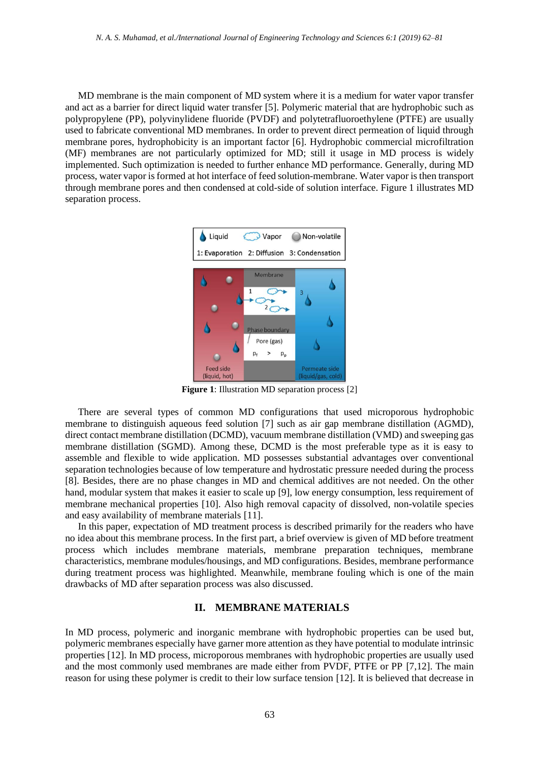MD membrane is the main component of MD system where it is a medium for water vapor transfer and act as a barrier for direct liquid water transfer [5]. Polymeric material that are hydrophobic such as polypropylene (PP), polyvinylidene fluoride (PVDF) and polytetrafluoroethylene (PTFE) are usually used to fabricate conventional MD membranes. In order to prevent direct permeation of liquid through membrane pores, hydrophobicity is an important factor [6]. Hydrophobic commercial microfiltration (MF) membranes are not particularly optimized for MD; still it usage in MD process is widely implemented. Such optimization is needed to further enhance MD performance. Generally, during MD process, water vapor is formed at hot interface of feed solution-membrane. Water vapor is then transport through membrane pores and then condensed at cold-side of solution interface. Figure 1 illustrates MD separation process.

**Figure 1**: Illustration MD separation process [2]

There are several types of common MD configurations that used microporous hydrophobic membrane to distinguish aqueous feed solution [7] such as air gap membrane distillation (AGMD), direct contact membrane distillation (DCMD), vacuum membrane distillation (VMD) and sweeping gas membrane distillation (SGMD). Among these, DCMD is the most preferable type as it is easy to assemble and flexible to wide application. MD possesses substantial advantages over conventional separation technologies because of low temperature and hydrostatic pressure needed during the process [8]. Besides, there are no phase changes in MD and chemical additives are not needed. On the other hand, modular system that makes it easier to scale up [9], low energy consumption, less requirement of membrane mechanical properties [10]. Also high removal capacity of dissolved, non-volatile species and easy availability of membrane materials [11].

In this paper, expectation of MD treatment process is described primarily for the readers who have no idea about this membrane process. In the first part, a brief overview is given of MD before treatment process which includes membrane materials, membrane preparation techniques, membrane characteristics, membrane modules/housings, and MD configurations. Besides, membrane performance during treatment process was highlighted. Meanwhile, membrane fouling which is one of the main drawbacks of MD after separation process was also discussed.

## II. MEMBRANE MATERIALS

In MD process, polymeric and inorganic membrane with hydrophobic properties can be used but, polymeric membranes especially have garner more attention as they have potential to modulate intrinsic properties [12]. In MD process, microporous membranes with hydrophobic properties are usually used and the most commonly used membranes are made either from PVDF, PTFE or PP [7,12]. The main reason for using these polymer is credit to their low surface tension [12]. It is believed that decrease in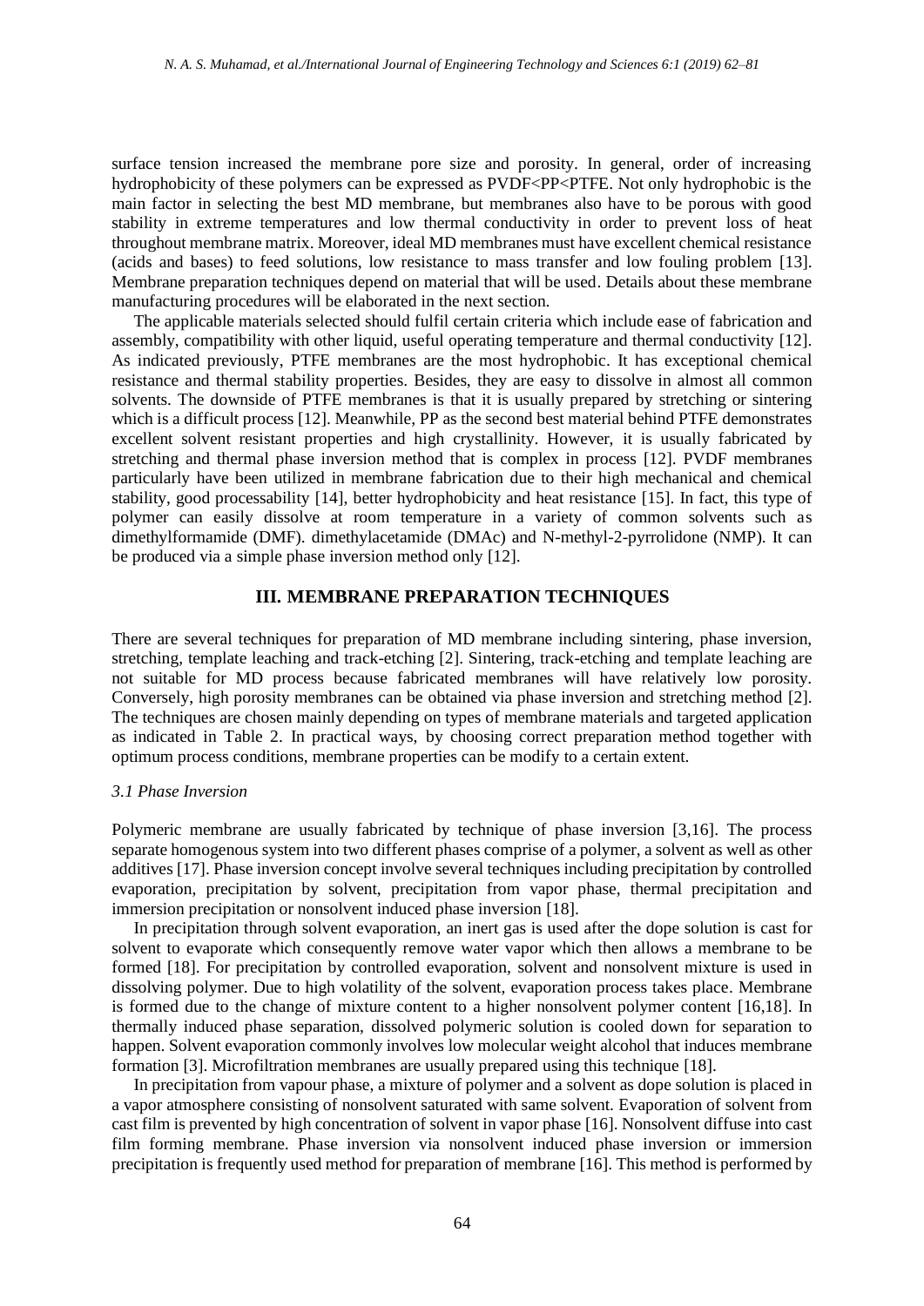surface tension increased the membrane pore size and porosity. In general, order of increasing hydrophobicity of these polymers can be expressed as PVDF<PP<PTFE. Not only hydrophobic is the main factor in selecting the best MD membrane, but membranes also have to be porous with good stability in extreme temperatures and low thermal conductivity in order to prevent loss of heat throughout membrane matrix. Moreover, ideal MD membranes must have excellent chemical resistance (acids and bases) to feed solutions, low resistance to mass transfer and low fouling problem [13]. Membrane preparation techniques depend on material that will be used. Details about these membrane manufacturing procedures will be elaborated in the next section.

The applicable materials selected should fulfil certain criteria which include ease of fabrication and assembly, compatibility with other liquid, useful operating temperature and thermal conductivity [12]. As indicated previously, PTFE membranes are the most hydrophobic. It has exceptional chemical resistance and thermal stability properties. Besides, they are easy to dissolve in almost all common solvents. The downside of PTFE membranes is that it is usually prepared by stretching or sintering which is a difficult process [12]. Meanwhile, PP as the second best material behind PTFE demonstrates excellent solvent resistant properties and high crystallinity. However, it is usually fabricated by stretching and thermal phase inversion method that is complex in process [12]. PVDF membranes particularly have been utilized in membrane fabrication due to their high mechanical and chemical stability, good processability [14], better hydrophobicity and heat resistance [15]. In fact, this type of polymer can easily dissolve at room temperature in a variety of common solvents such as dimethylformamide (DMF). dimethylacetamide (DMAc) and N-methyl-2-pyrrolidone (NMP). It can be produced via a simple phase inversion method only [12].

## III. MEMBRANE PREPARATION TECHNIQUES

There are several techniques for preparation of MD membrane including sintering, phase inversion, stretching, template leaching and track-etching [2]. Sintering, track-etching and template leaching are not suitable for MD process because fabricated membranes will have relatively low porosity. Conversely, high porosity membranes can be obtained via phase inversion and stretching method [2]. The techniques are chosen mainly depending on types of membrane materials and targeted application as indicated in Table 2. In practical ways, by choosing correct preparation method together with optimum process conditions, membrane properties can be modify to a certain extent.

### *3.1 Phase Inversion*

Polymeric membrane are usually fabricated by technique of phase inversion [3,16]. The process separate homogenous system into two different phases comprise of a polymer, a solvent as well as other additives [17]. Phase inversion concept involve several techniques including precipitation by controlled evaporation, precipitation by solvent, precipitation from vapor phase, thermal precipitation and immersion precipitation or nonsolvent induced phase inversion [18].

In precipitation through solvent evaporation, an inert gas is used after the dope solution is cast for solvent to evaporate which consequently remove water vapor which then allows a membrane to be formed [18]. For precipitation by controlled evaporation, solvent and nonsolvent mixture is used in dissolving polymer. Due to high volatility of the solvent, evaporation process takes place. Membrane is formed due to the change of mixture content to a higher nonsolvent polymer content [16,18]. In thermally induced phase separation, dissolved polymeric solution is cooled down for separation to happen. Solvent evaporation commonly involves low molecular weight alcohol that induces membrane formation [3]. Microfiltration membranes are usually prepared using this technique [18].

In precipitation from vapour phase, a mixture of polymer and a solvent as dope solution is placed in a vapor atmosphere consisting of nonsolvent saturated with same solvent. Evaporation of solvent from cast film is prevented by high concentration of solvent in vapor phase [16]. Nonsolvent diffuse into cast film forming membrane. Phase inversion via nonsolvent induced phase inversion or immersion precipitation is frequently used method for preparation of membrane [16]. This method is performed by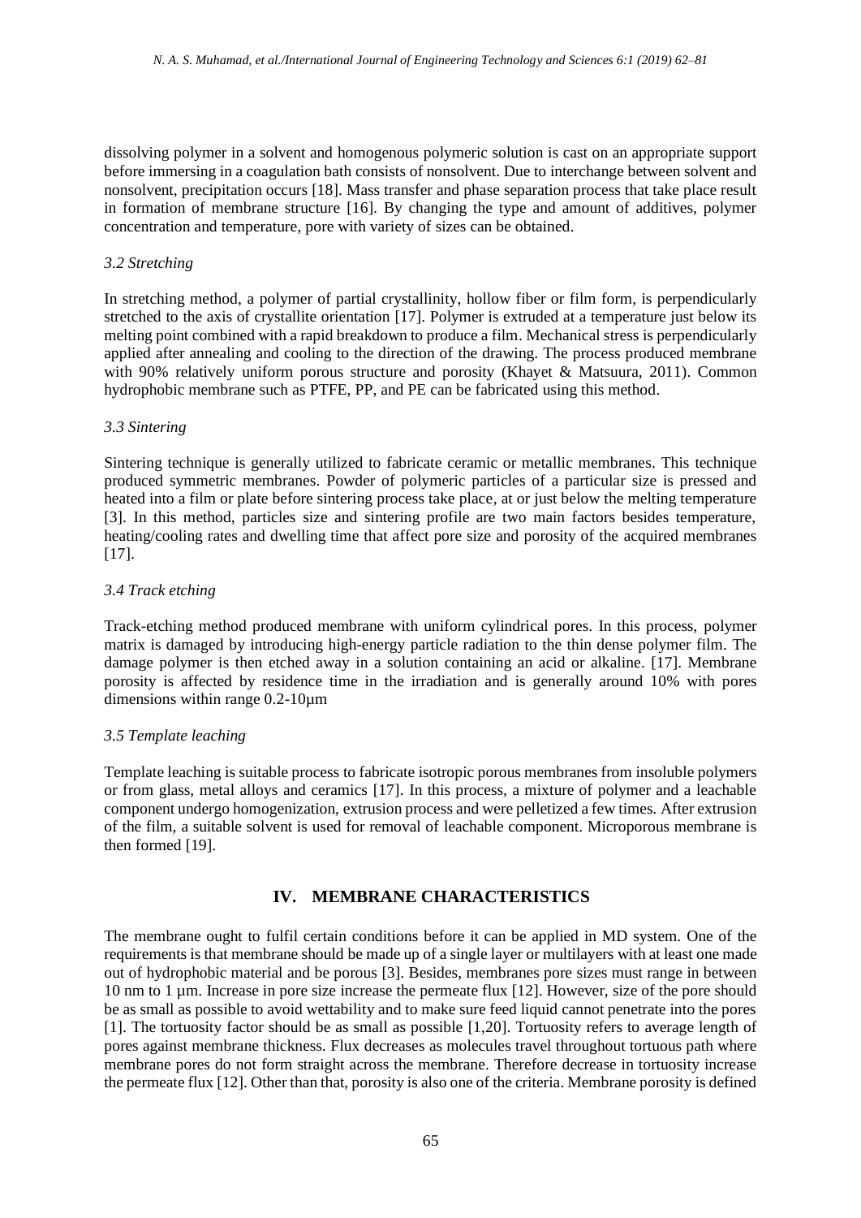dissolving polymer in a solvent and homogenous polymeric solution is cast on an appropriate support before immersing in a coagulation bath consists of nonsolvent. Due to interchange between solvent and nonsolvent, precipitation occurs [18]. Mass transfer and phase separation process that take place result in formation of membrane structure [16]. By changing the type and amount of additives, polymer concentration and temperature, pore with variety of sizes can be obtained.

### *3.2 Stretching*

In stretching method, a polymer of partial crystallinity, hollow fiber or film form, is perpendicularly stretched to the axis of crystallite orientation [17]. Polymer is extruded at a temperature just below its melting point combined with a rapid breakdown to produce a film. Mechanical stress is perpendicularly applied after annealing and cooling to the direction of the drawing. The process produced membrane with 90% relatively uniform porous structure and porosity (Khayet & Matsuura, 2011). Common hydrophobic membrane such as PTFE, PP, and PE can be fabricated using this method.

### *3.3 Sintering*

Sintering technique is generally utilized to fabricate ceramic or metallic membranes. This technique produced symmetric membranes. Powder of polymeric particles of a particular size is pressed and heated into a film or plate before sintering process take place, at or just below the melting temperature [3]. In this method, particles size and sintering profile are two main factors besides temperature, heating/cooling rates and dwelling time that affect pore size and porosity of the acquired membranes [17].

### *3.4 Track etching*

Track-etching method produced membrane with uniform cylindrical pores. In this process, polymer matrix is damaged by introducing high-energy particle radiation to the thin dense polymer film. The damage polymer is then etched away in a solution containing an acid or alkaline. [17]. Membrane porosity is affected by residence time in the irradiation and is generally around 10% with pores dimensions within range 0.2-10µm

### *3.5 Template leaching*

Template leaching is suitable process to fabricate isotropic porous membranes from insoluble polymers or from glass, metal alloys and ceramics [17]. In this process, a mixture of polymer and a leachable component undergo homogenization, extrusion process and were pelletized a few times. After extrusion of the film, a suitable solvent is used for removal of leachable component. Microporous membrane is then formed [19].

## IV. MEMBRANE CHARACTERISTICS

The membrane ought to fulfil certain conditions before it can be applied in MD system. One of the requirements is that membrane should be made up of a single layer or multilayers with at least one made out of hydrophobic material and be porous [3]. Besides, membranes pore sizes must range in between 10 nm to 1 µm. Increase in pore size increase the permeate flux [12]. However, size of the pore should be as small as possible to avoid wettability and to make sure feed liquid cannot penetrate into the pores [1]. The tortuosity factor should be as small as possible [1,20]. Tortuosity refers to average length of pores against membrane thickness. Flux decreases as molecules travel throughout tortuous path where membrane pores do not form straight across the membrane. Therefore decrease in tortuosity increase the permeate flux [12]. Other than that, porosity is also one of the criteria. Membrane porosity is defined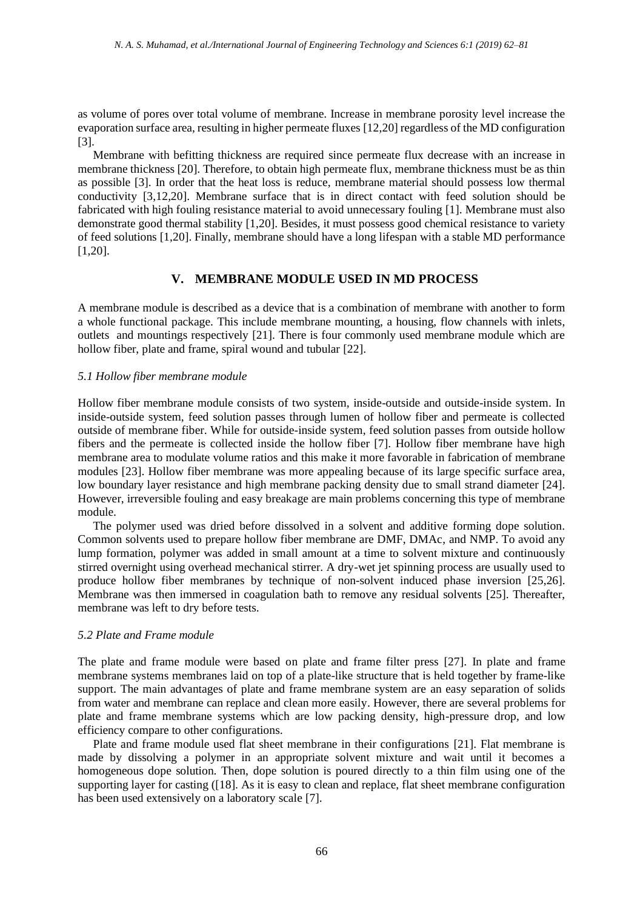as volume of pores over total volume of membrane. Increase in membrane porosity level increase the evaporation surface area, resulting in higher permeate fluxes [12,20] regardless of the MD configuration [3].

Membrane with befitting thickness are required since permeate flux decrease with an increase in membrane thickness [20]. Therefore, to obtain high permeate flux, membrane thickness must be as thin as possible [3]. In order that the heat loss is reduce, membrane material should possess low thermal conductivity [3,12,20]. Membrane surface that is in direct contact with feed solution should be fabricated with high fouling resistance material to avoid unnecessary fouling [1]. Membrane must also demonstrate good thermal stability [1,20]. Besides, it must possess good chemical resistance to variety of feed solutions [1,20]. Finally, membrane should have a long lifespan with a stable MD performance [1,20].

## V. MEMBRANE MODULE USED IN MD PROCESS

A membrane module is described as a device that is a combination of membrane with another to form a whole functional package. This include membrane mounting, a housing, flow channels with inlets, outlets and mountings respectively [21]. There is four commonly used membrane module which are hollow fiber, plate and frame, spiral wound and tubular [22].

### *5.1 Hollow fiber membrane module*

Hollow fiber membrane module consists of two system, inside-outside and outside-inside system. In inside-outside system, feed solution passes through lumen of hollow fiber and permeate is collected outside of membrane fiber. While for outside-inside system, feed solution passes from outside hollow fibers and the permeate is collected inside the hollow fiber [7]. Hollow fiber membrane have high membrane area to modulate volume ratios and this make it more favorable in fabrication of membrane modules [23]. Hollow fiber membrane was more appealing because of its large specific surface area, low boundary layer resistance and high membrane packing density due to small strand diameter [24]. However, irreversible fouling and easy breakage are main problems concerning this type of membrane module.

The polymer used was dried before dissolved in a solvent and additive forming dope solution. Common solvents used to prepare hollow fiber membrane are DMF, DMAc, and NMP. To avoid any lump formation, polymer was added in small amount at a time to solvent mixture and continuously stirred overnight using overhead mechanical stirrer. A dry-wet jet spinning process are usually used to produce hollow fiber membranes by technique of non-solvent induced phase inversion [25,26]. Membrane was then immersed in coagulation bath to remove any residual solvents [25]. Thereafter, membrane was left to dry before tests.

### *5.2 Plate and Frame module*

The plate and frame module were based on plate and frame filter press [27]. In plate and frame membrane systems membranes laid on top of a plate-like structure that is held together by frame-like support. The main advantages of plate and frame membrane system are an easy separation of solids from water and membrane can replace and clean more easily. However, there are several problems for plate and frame membrane systems which are low packing density, high-pressure drop, and low efficiency compare to other configurations.

Plate and frame module used flat sheet membrane in their configurations [21]. Flat membrane is made by dissolving a polymer in an appropriate solvent mixture and wait until it becomes a homogeneous dope solution. Then, dope solution is poured directly to a thin film using one of the supporting layer for casting ([18]. As it is easy to clean and replace, flat sheet membrane configuration has been used extensively on a laboratory scale [7].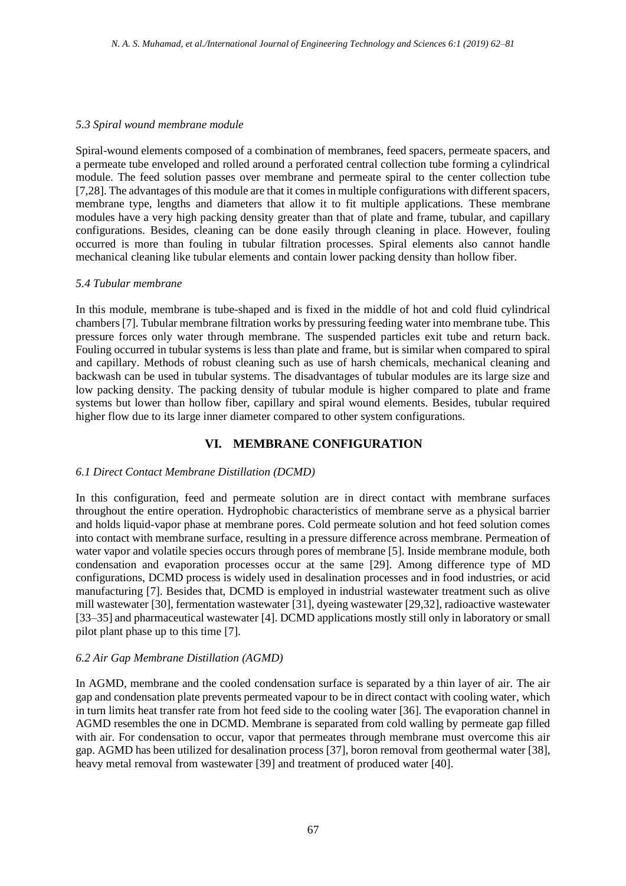### *5.3 Spiral wound membrane module*

Spiral-wound elements composed of a combination of membranes, feed spacers, permeate spacers, and a permeate tube enveloped and rolled around a perforated central collection tube forming a cylindrical module. The feed solution passes over membrane and permeate spiral to the center collection tube [7,28]. The advantages of this module are that it comes in multiple configurations with different spacers, membrane type, lengths and diameters that allow it to fit multiple applications. These membrane modules have a very high packing density greater than that of plate and frame, tubular, and capillary configurations. Besides, cleaning can be done easily through cleaning in place. However, fouling occurred is more than fouling in tubular filtration processes. Spiral elements also cannot handle mechanical cleaning like tubular elements and contain lower packing density than hollow fiber.

### *5.4 Tubular membrane*

In this module, membrane is tube-shaped and is fixed in the middle of hot and cold fluid cylindrical chambers [7]. Tubular membrane filtration works by pressuring feeding water into membrane tube. This pressure forces only water through membrane. The suspended particles exit tube and return back. Fouling occurred in tubular systems is less than plate and frame, but is similar when compared to spiral and capillary. Methods of robust cleaning such as use of harsh chemicals, mechanical cleaning and backwash can be used in tubular systems. The disadvantages of tubular modules are its large size and low packing density. The packing density of tubular module is higher compared to plate and frame systems but lower than hollow fiber, capillary and spiral wound elements. Besides, tubular required higher flow due to its large inner diameter compared to other system configurations.

## VI. MEMBRANE CONFIGURATION

### *6.1 Direct Contact Membrane Distillation (DCMD)*

In this configuration, feed and permeate solution are in direct contact with membrane surfaces throughout the entire operation. Hydrophobic characteristics of membrane serve as a physical barrier and holds liquid-vapor phase at membrane pores. Cold permeate solution and hot feed solution comes into contact with membrane surface, resulting in a pressure difference across membrane. Permeation of water vapor and volatile species occurs through pores of membrane [5]. Inside membrane module, both condensation and evaporation processes occur at the same [29]. Among difference type of MD configurations, DCMD process is widely used in desalination processes and in food industries, or acid manufacturing [7]. Besides that, DCMD is employed in industrial wastewater treatment such as olive mill wastewater [30], fermentation wastewater [31], dyeing wastewater [29,32], radioactive wastewater [33–35] and pharmaceutical wastewater [4]. DCMD applications mostly still only in laboratory or small pilot plant phase up to this time [7].

### *6.2 Air Gap Membrane Distillation (AGMD)*

In AGMD, membrane and the cooled condensation surface is separated by a thin layer of air. The air gap and condensation plate prevents permeated vapour to be in direct contact with cooling water, which in turn limits heat transfer rate from hot feed side to the cooling water [36]. The evaporation channel in AGMD resembles the one in DCMD. Membrane is separated from cold walling by permeate gap filled with air. For condensation to occur, vapor that permeates through membrane must overcome this air gap. AGMD has been utilized for desalination process [37], boron removal from geothermal water [38], heavy metal removal from wastewater [39] and treatment of produced water [40].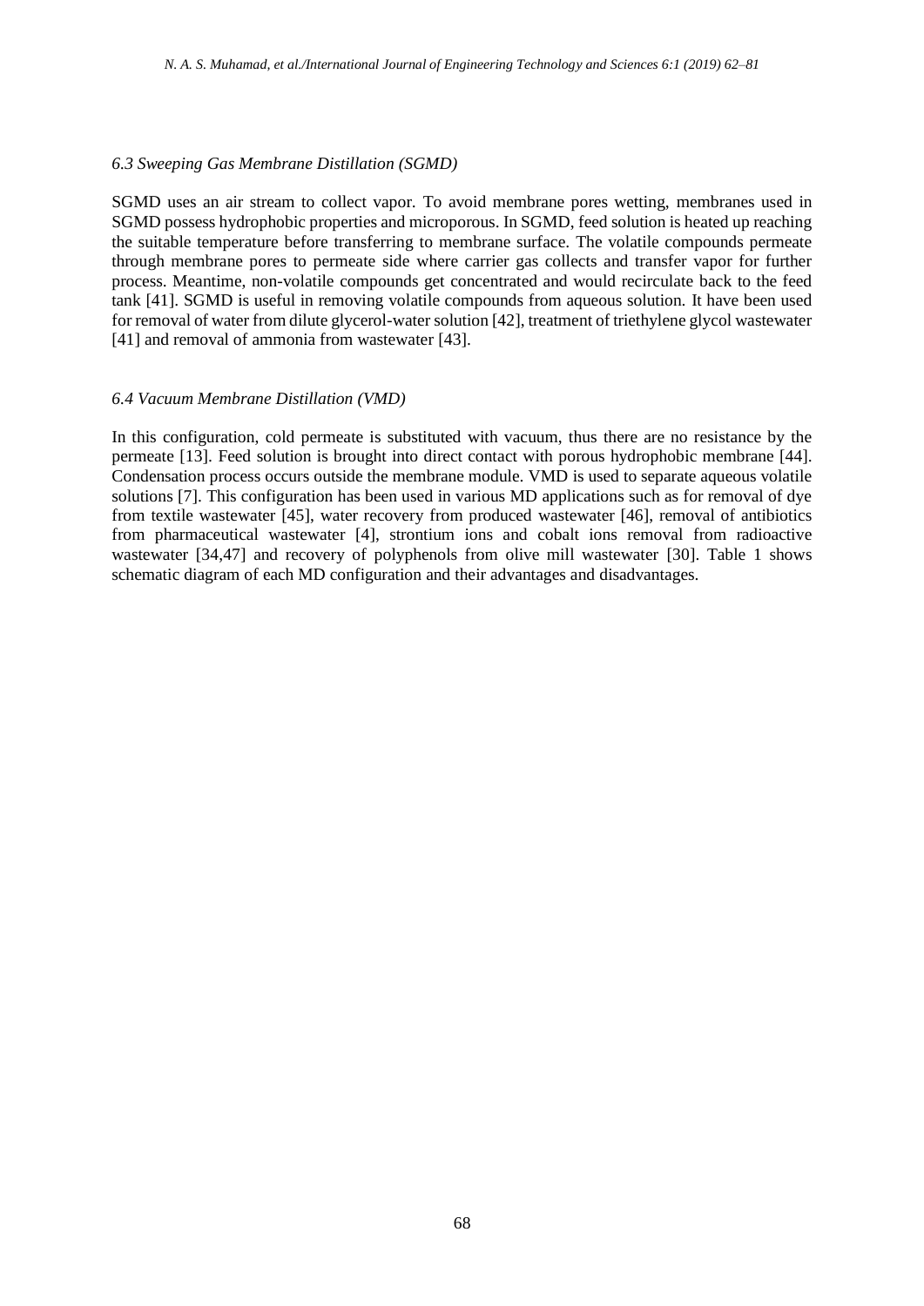### *6.3 Sweeping Gas Membrane Distillation (SGMD)*

SGMD uses an air stream to collect vapor. To avoid membrane pores wetting, membranes used in SGMD possess hydrophobic properties and microporous. In SGMD, feed solution is heated up reaching the suitable temperature before transferring to membrane surface. The volatile compounds permeate through membrane pores to permeate side where carrier gas collects and transfer vapor for further process. Meantime, non-volatile compounds get concentrated and would recirculate back to the feed tank [41]. SGMD is useful in removing volatile compounds from aqueous solution. It have been used for removal of water from dilute glycerol-water solution [42], treatment of triethylene glycol wastewater [41] and removal of ammonia from wastewater [43].

### *6.4 Vacuum Membrane Distillation (VMD)*

In this configuration, cold permeate is substituted with vacuum, thus there are no resistance by the permeate [13]. Feed solution is brought into direct contact with porous hydrophobic membrane [44]. Condensation process occurs outside the membrane module. VMD is used to separate aqueous volatile solutions [7]. This configuration has been used in various MD applications such as for removal of dye from textile wastewater [45], water recovery from produced wastewater [46], removal of antibiotics from pharmaceutical wastewater [4], strontium ions and cobalt ions removal from radioactive wastewater [34,47] and recovery of polyphenols from olive mill wastewater [30]. Table 1 shows schematic diagram of each MD configuration and their advantages and disadvantages.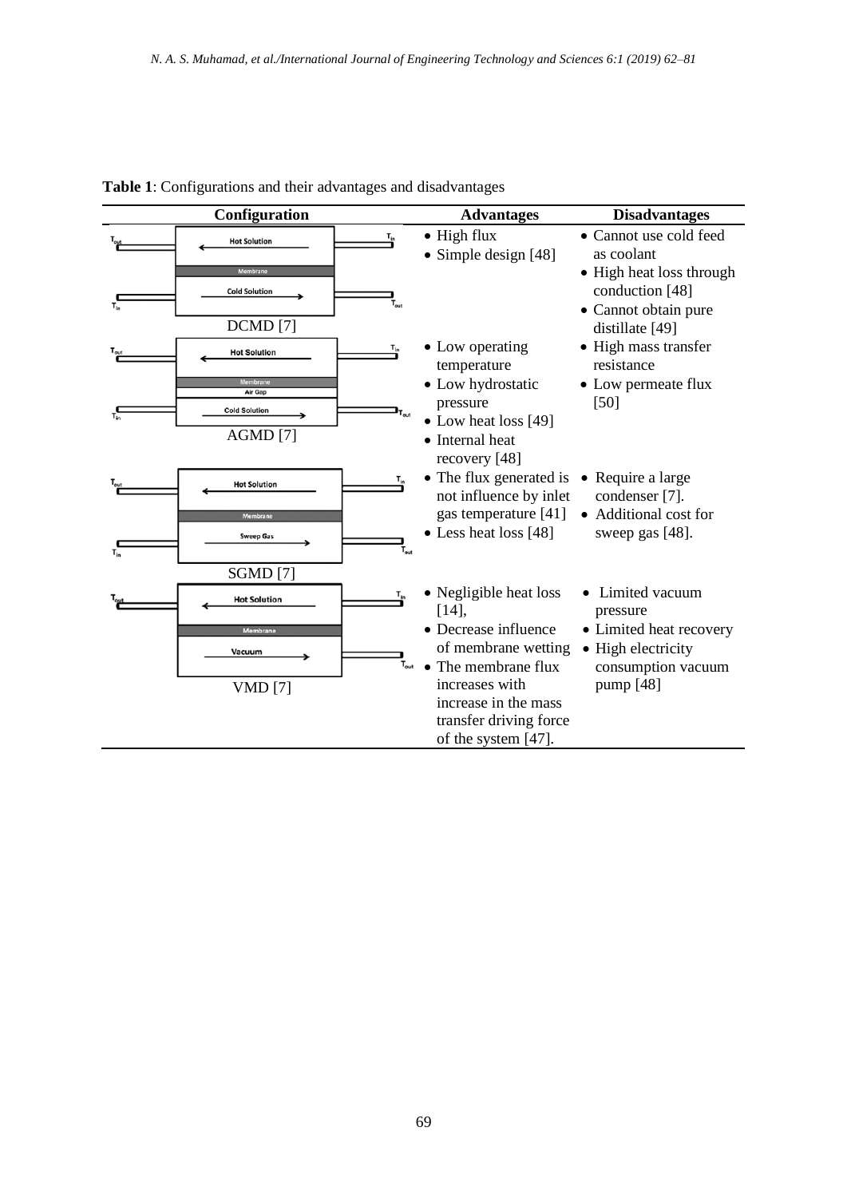**Table 1**: Configurations and their advantages and disadvantages

| Configuration | Advantages | Disadvantages |
|---|---|---|
| DCMD [7] | • High flux<br>• Simple design [48] | • Cannot use cold feed as coolant<br>• High heat loss through conduction [48]<br>• Cannot obtain pure distillate [49] |
| AGMD [7] | • Low operating temperature<br>• Low hydrostatic pressure<br>• Low heat loss [49]<br>• Internal heat recovery [48] | • High mass transfer resistance<br>• Low permeate flux [50] |
| SGMD [7] | • The flux generated is not influence by inlet gas temperature [41]<br>• Less heat loss [48] | • Require a large condenser [7].<br>• Additional cost for sweep gas [48]. |
| VMD [7] | • Negligible heat loss [14],<br>• Decrease influence of membrane wetting<br>• The membrane flux increases with increase in the mass transfer driving force of the system [47]. | • Limited vacuum pressure<br>• Limited heat recovery<br>• High electricity consumption vacuum pump [48] |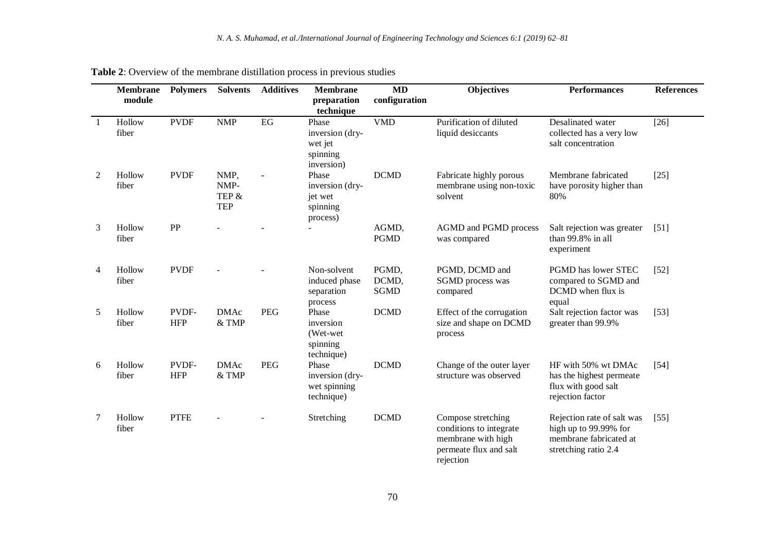**Table 2**: Overview of the membrane distillation process in previous studies

| | Membrane module | Polymers | Solvents | Additives | Membrane preparation technique | MD configuration | Objectives | Performances | References |
|---|---|---|---|---|---|---|---|---|---|
| 1 | Hollow fiber | PVDF | NMP | EG | Phase inversion (dry-wet jet spinning inversion) | VMD | Purification of diluted liquid desiccants | Desalinated water collected has a very low salt concentration | [26] |
| 2 | Hollow fiber | PVDF | NMP, NMP-TEP & TEP | - | Phase inversion (dry-jet wet spinning process) | DCMD | Fabricate highly porous membrane using non-toxic solvent | Membrane fabricated have porosity higher than 80% | [25] |
| 3 | Hollow fiber | PP | - | - | - | AGMD, PGMD | AGMD and PGMD process was compared | Salt rejection was greater than 99.8% in all experiment | [51] |
| 4 | Hollow fiber | PVDF | - | - | Non-solvent induced phase separation process | PGMD, DCMD, SGMD | PGMD, DCMD and SGMD process was compared | PGMD has lower STEC compared to SGMD and DCMD when flux is equal | [52] |
| 5 | Hollow fiber | PVDF-HFP | DMAc & TMP | PEG | Phase inversion (Wet-wet spinning technique) | DCMD | Effect of the corrugation size and shape on DCMD process | Salt rejection factor was greater than 99.9% | [53] |
| 6 | Hollow fiber | PVDF-HFP | DMAc & TMP | PEG | Phase inversion (dry-wet spinning technique) | DCMD | Change of the outer layer structure was observed | HF with 50% wt DMAc has the highest permeate flux with good salt rejection factor | [54] |
| 7 | Hollow fiber | PTFE | - | - | Stretching | DCMD | Compose stretching conditions to integrate membrane with high permeate flux and salt rejection | Rejection rate of salt was high up to 99.99% for membrane fabricated at stretching ratio 2.4 | [55] |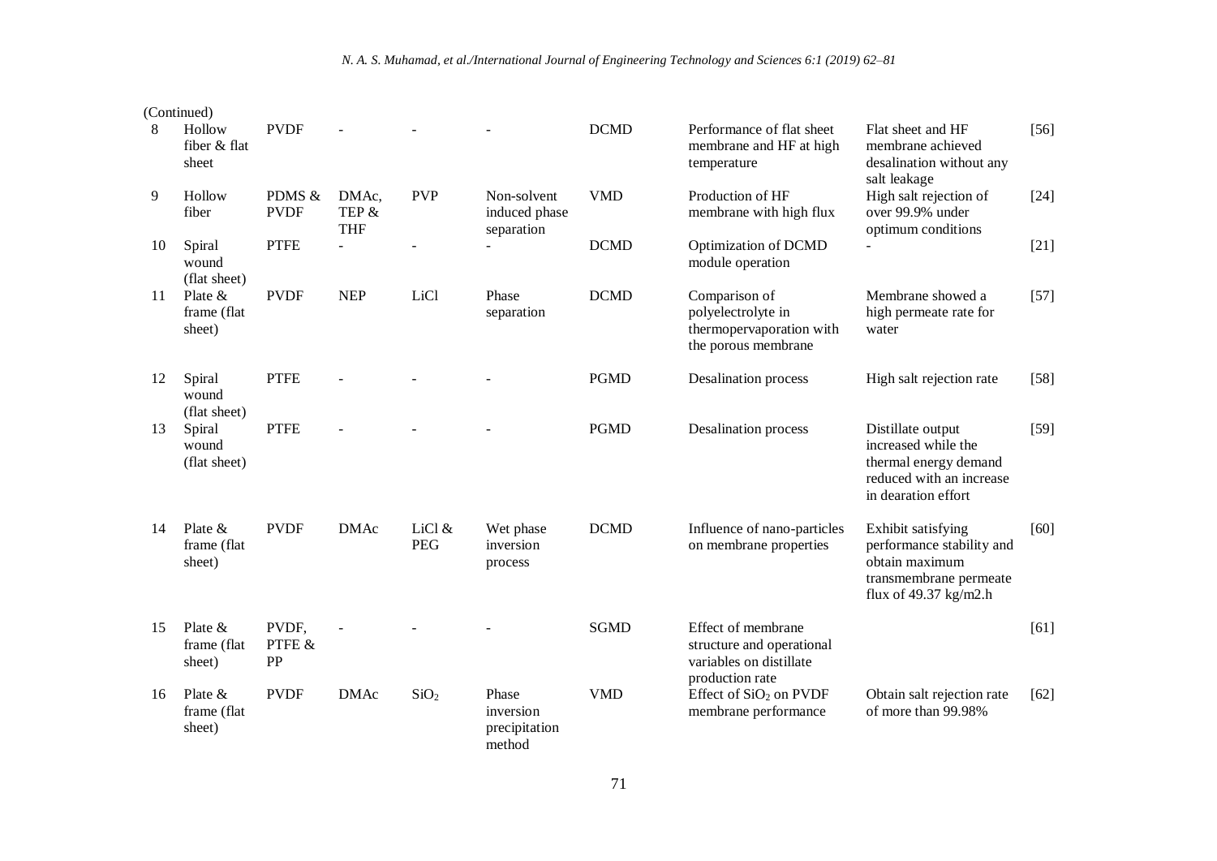(Continued)

| | | | | | | | | | |
|---|---|---|---|---|---|---|---|---|---|
| 8 | Hollow fiber & flat sheet | PVDF | - | - | - | DCMD | Performance of flat sheet membrane and HF at high temperature | Flat sheet and HF membrane achieved desalination without any salt leakage | [56] |
| 9 | Hollow fiber | PDMS & PVDF | DMAc, TEP & THF | PVP | Non-solvent induced phase separation | VMD | Production of HF membrane with high flux | High salt rejection of over 99.9% under optimum conditions | [24] |
| 10 | Spiral wound (flat sheet) | PTFE | - | - | - | DCMD | Optimization of DCMD module operation | - | [21] |
| 11 | Plate & frame (flat sheet) | PVDF | NEP | LiCl | Phase separation | DCMD | Comparison of polyelectrolyte in thermopervaporation with the porous membrane | Membrane showed a high permeate rate for water | [57] |
| 12 | Spiral wound (flat sheet) | PTFE | - | - | - | PGMD | Desalination process | High salt rejection rate | [58] |
| 13 | Spiral wound (flat sheet) | PTFE | - | - | - | PGMD | Desalination process | Distillate output increased while the thermal energy demand reduced with an increase in dearation effort | [59] |
| 14 | Plate & frame (flat sheet) | PVDF | DMAc | LiCl & PEG | Wet phase inversion process | DCMD | Influence of nano-particles on membrane properties | Exhibit satisfying performance stability and obtain maximum transmembrane permeate flux of 49.37 kg/m2.h | [60] |
| 15 | Plate & frame (flat sheet) | PVDF, PTFE & PP | - | - | - | SGMD | Effect of membrane structure and operational variables on distillate production rate | | [61] |
| 16 | Plate & frame (flat sheet) | PVDF | DMAc | $SiO_2$ | Phase inversion precipitation method | VMD | Effect of $SiO_2$ on PVDF membrane performance | Obtain salt rejection rate of more than 99.98% | [62] |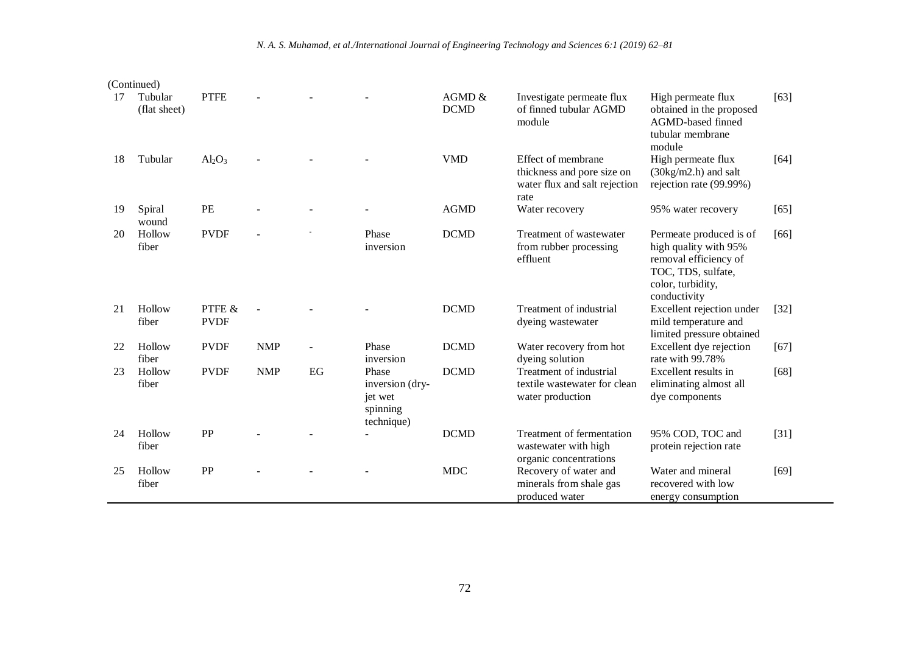(Continued)

| | | | | | | | | | |
|---|---|---|---|---|---|---|---|---|---|
| 17 | Tubular (flat sheet) | PTFE | - | - | - | AGMD & DCMD | Investigate permeate flux of finned tubular AGMD module | High permeate flux obtained in the proposed AGMD-based finned tubular membrane module | [63] |
| 18 | Tubular | $Al_2O_3$ | - | - | - | VMD | Effect of membrane thickness and pore size on water flux and salt rejection rate | High permeate flux (30kg/m2.h) and salt rejection rate (99.99%) | [64] |
| 19 | Spiral wound | PE | - | - | - | AGMD | Water recovery | 95% water recovery | [65] |
| 20 | Hollow fiber | PVDF | - | - | Phase inversion | DCMD | Treatment of wastewater from rubber processing effluent | Permeate produced is of high quality with 95% removal efficiency of TOC, TDS, sulfate, color, turbidity, conductivity | [66] |
| 21 | Hollow fiber | PTFE & PVDF | - | - | - | DCMD | Treatment of industrial dyeing wastewater | Excellent rejection under mild temperature and limited pressure obtained | [32] |
| 22 | Hollow fiber | PVDF | NMP | - | Phase inversion | DCMD | Water recovery from hot dyeing solution | Excellent dye rejection rate with 99.78% | [67] |
| 23 | Hollow fiber | PVDF | NMP | EG | Phase inversion (dry-jet wet spinning technique) | DCMD | Treatment of industrial textile wastewater for clean water production | Excellent results in eliminating almost all dye components | [68] |
| 24 | Hollow fiber | PP | - | - | - | DCMD | Treatment of fermentation wastewater with high organic concentrations | 95% COD, TOC and protein rejection rate | [31] |
| 25 | Hollow fiber | PP | - | - | - | MDC | Recovery of water and minerals from shale gas produced water | Water and mineral recovered with low energy consumption | [69] |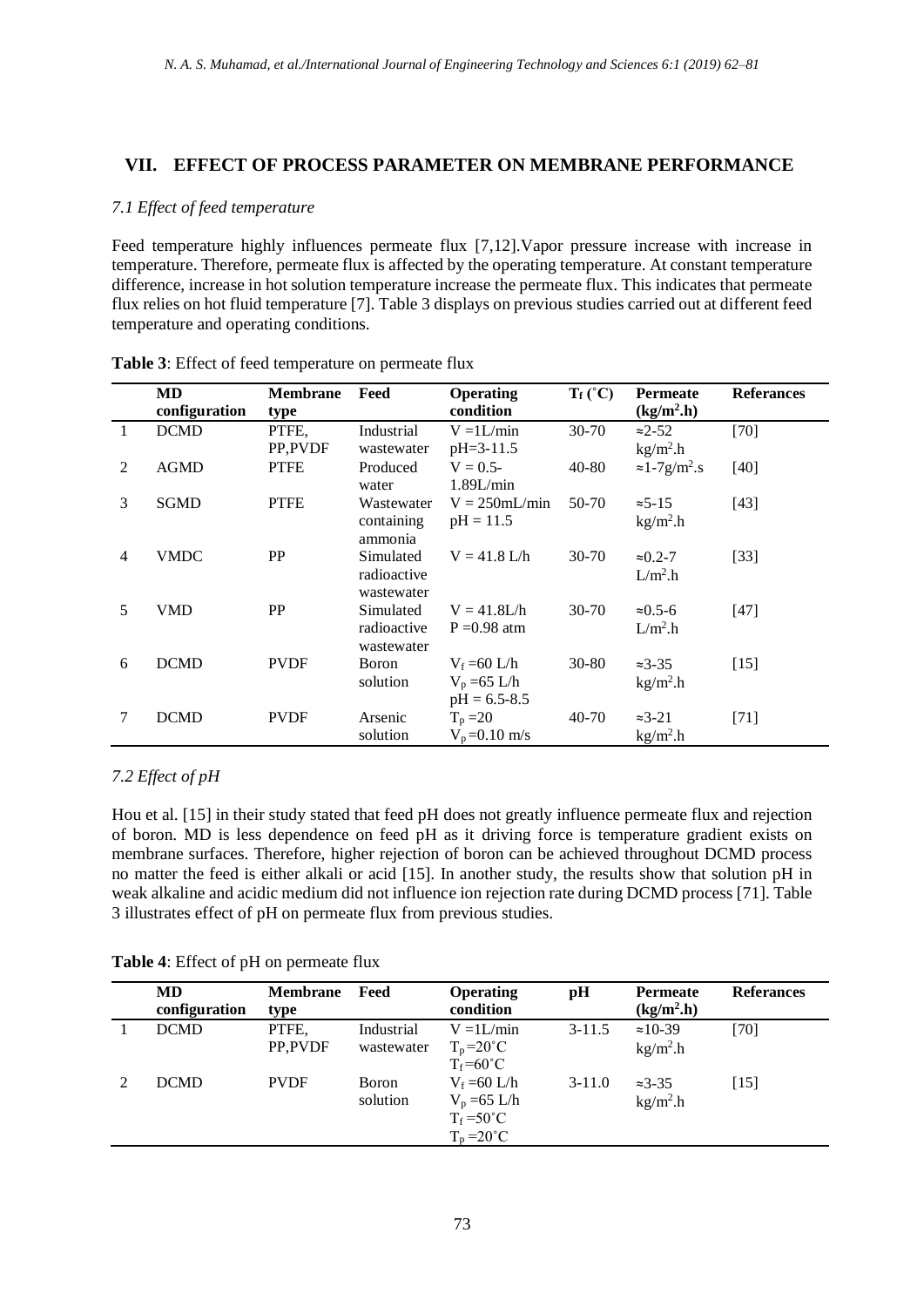## VII. EFFECT OF PROCESS PARAMETER ON MEMBRANE PERFORMANCE

### *7.1 Effect of feed temperature*

Feed temperature highly influences permeate flux [7,12].Vapor pressure increase with increase in temperature. Therefore, permeate flux is affected by the operating temperature. At constant temperature difference, increase in hot solution temperature increase the permeate flux. This indicates that permeate flux relies on hot fluid temperature [7]. Table 3 displays on previous studies carried out at different feed temperature and operating conditions.

**Table 3**: Effect of feed temperature on permeate flux

| | MD configuration | Membrane type | Feed | Operating condition | $T_f$ (˚C) | Permeate ($kg/m^2.h$) | Referances |
|---|---|---|---|---|---|---|---|
| 1 | DCMD | PTFE, PP,PVDF | Industrial wastewater | V =1L/min pH=3-11.5 | 30-70 | ≈2-52 $kg/m^2.h$ | [70] |
| 2 | AGMD | PTFE | Produced water | V = 0.5-1.89L/min | 40-80 | ≈1-7$g/m^2.s$ | [40] |
| 3 | SGMD | PTFE | Wastewater containing ammonia | V = 250mL/min pH = 11.5 | 50-70 | ≈5-15 $kg/m^2.h$ | [43] |
| 4 | VMDC | PP | Simulated radioactive wastewater | V = 41.8 L/h | 30-70 | ≈0.2-7 $L/m^2.h$ | [33] |
| 5 | VMD | PP | Simulated radioactive wastewater | V = 41.8L/h P =0.98 atm | 30-70 | ≈0.5-6 $L/m^2.h$ | [47] |
| 6 | DCMD | PVDF | Boron solution | $V_f$ =60 L/h $V_p$ =65 L/h pH = 6.5-8.5 | 30-80 | ≈3-35 $kg/m^2.h$ | [15] |
| 7 | DCMD | PVDF | Arsenic solution | $T_p$ =20 $V_p$=0.10 m/s | 40-70 | ≈3-21 $kg/m^2.h$ | [71] |

### *7.2 Effect of pH*

Hou et al. [15] in their study stated that feed pH does not greatly influence permeate flux and rejection of boron. MD is less dependence on feed pH as it driving force is temperature gradient exists on membrane surfaces. Therefore, higher rejection of boron can be achieved throughout DCMD process no matter the feed is either alkali or acid [15]. In another study, the results show that solution pH in weak alkaline and acidic medium did not influence ion rejection rate during DCMD process [71]. Table 3 illustrates effect of pH on permeate flux from previous studies.

**Table 4**: Effect of pH on permeate flux

| | MD configuration | Membrane type | Feed | Operating condition | pH | Permeate ($kg/m^2.h$) | Referances |
|---|---|---|---|---|---|---|---|
| 1 | DCMD | PTFE, PP,PVDF | Industrial wastewater | V =1L/min $T_p$=20˚C $T_f$=60˚C | 3-11.5 | ≈10-39 $kg/m^2.h$ | [70] |
| 2 | DCMD | PVDF | Boron solution | $V_f$ =60 L/h $V_p$ =65 L/h $T_f$ =50˚C $T_p$ =20˚C | 3-11.0 | ≈3-35 $kg/m^2.h$ | [15] |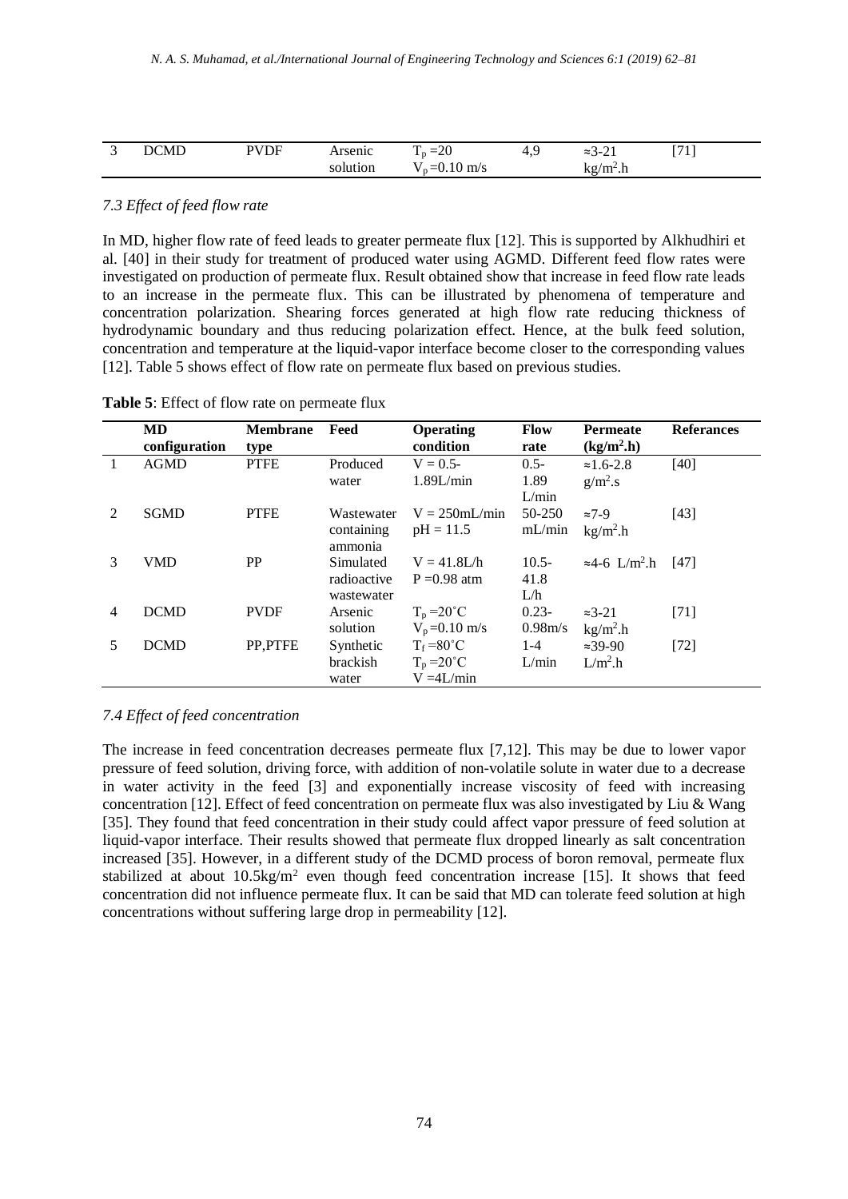| 3 | DCMD | PVDF | Arsenic solution | $T_p$ =20 $V_p$ =0.10 m/s | 4,9 | ≈3-21 kg/m$^2$.h | [71] |
|---|---|---|---|---|---|---|---|

### *7.3 Effect of feed flow rate*

In MD, higher flow rate of feed leads to greater permeate flux [12]. This is supported by Alkhudhiri et al. [40] in their study for treatment of produced water using AGMD. Different feed flow rates were investigated on production of permeate flux. Result obtained show that increase in feed flow rate leads to an increase in the permeate flux. This can be illustrated by phenomena of temperature and concentration polarization. Shearing forces generated at high flow rate reducing thickness of hydrodynamic boundary and thus reducing polarization effect. Hence, at the bulk feed solution, concentration and temperature at the liquid-vapor interface become closer to the corresponding values [12]. Table 5 shows effect of flow rate on permeate flux based on previous studies.

**Table 5**: Effect of flow rate on permeate flux

| | MD configuration | Membrane type | Feed | Operating condition | Flow rate | Permeate (kg/m$^2$.h) | Referances |
|---|---|---|---|---|---|---|---|
| 1 | AGMD | PTFE | Produced water | V = 0.5-1.89L/min | 0.5-1.89 L/min | ≈1.6-2.8 g/m$^2$.s | [40] |
| 2 | SGMD | PTFE | Wastewater containing ammonia | V = 250mL/min pH = 11.5 | 50-250 mL/min | ≈7-9 kg/m$^2$.h | [43] |
| 3 | VMD | PP | Simulated radioactive wastewater | V = 41.8L/h P =0.98 atm | 10.5-41.8 L/h | ≈4-6 L/m$^2$.h | [47] |
| 4 | DCMD | PVDF | Arsenic solution | $T_p$ =20˚C $V_p$ =0.10 m/s | 0.23-0.98m/s | ≈3-21 kg/m$^2$.h | [71] |
| 5 | DCMD | PP,PTFE | Synthetic brackish water | $T_f$ =80˚C $T_p$ =20˚C V =4L/min | 1-4 L/min | ≈39-90 L/m$^2$.h | [72] |

### *7.4 Effect of feed concentration*

The increase in feed concentration decreases permeate flux [7,12]. This may be due to lower vapor pressure of feed solution, driving force, with addition of non-volatile solute in water due to a decrease in water activity in the feed [3] and exponentially increase viscosity of feed with increasing concentration [12]. Effect of feed concentration on permeate flux was also investigated by Liu & Wang [35]. They found that feed concentration in their study could affect vapor pressure of feed solution at liquid-vapor interface. Their results showed that permeate flux dropped linearly as salt concentration increased [35]. However, in a different study of the DCMD process of boron removal, permeate flux stabilized at about 10.5kg/m$^2$ even though feed concentration increase [15]. It shows that feed concentration did not influence permeate flux. It can be said that MD can tolerate feed solution at high concentrations without suffering large drop in permeability [12].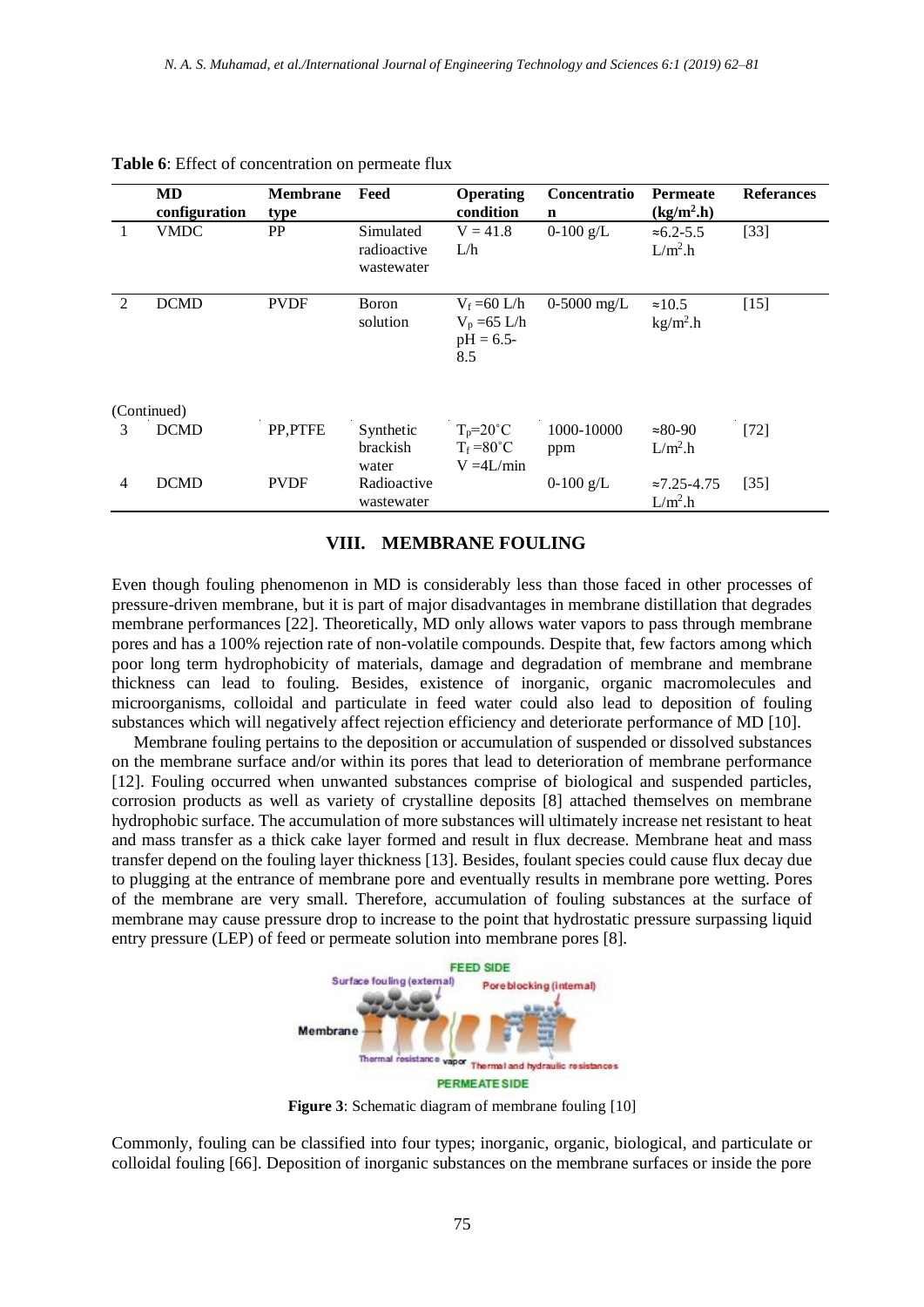**Table 6**: Effect of concentration on permeate flux

| | MD configuration | Membrane type | Feed | Operating condition | Concentration | Permeate ($kg/m^2.h$) | Referances |
|---|---|---|---|---|---|---|---|
| 1 | VMDC | PP | Simulated radioactive wastewater | V = 41.8 L/h | 0-100 g/L | ≈6.2-5.5 $L/m^2.h$ | [33] |
| 2 | DCMD | PVDF | Boron solution | $V_f$ =60 L/h $V_p$ =65 L/h pH = 6.5-8.5 | 0-5000 mg/L | ≈10.5 $kg/m^2.h$ | [15] |
| 3 | DCMD | PP,PTFE | Synthetic brackish water | $T_p$=20°C $T_f$ =80°C V =4L/min | 1000-10000 ppm | ≈80-90 $L/m^2.h$ | [72] |
| 4 | DCMD | PVDF | Radioactive wastewater | | 0-100 g/L | ≈7.25-4.75 $L/m^2.h$ | [35] |

## VIII. MEMBRANE FOULING

Even though fouling phenomenon in MD is considerably less than those faced in other processes of pressure-driven membrane, but it is part of major disadvantages in membrane distillation that degrades membrane performances [22]. Theoretically, MD only allows water vapors to pass through membrane pores and has a 100% rejection rate of non-volatile compounds. Despite that, few factors among which poor long term hydrophobicity of materials, damage and degradation of membrane and membrane thickness can lead to fouling. Besides, existence of inorganic, organic macromolecules and microorganisms, colloidal and particulate in feed water could also lead to deposition of fouling substances which will negatively affect rejection efficiency and deteriorate performance of MD [10].

Membrane fouling pertains to the deposition or accumulation of suspended or dissolved substances on the membrane surface and/or within its pores that lead to deterioration of membrane performance [12]. Fouling occurred when unwanted substances comprise of biological and suspended particles, corrosion products as well as variety of crystalline deposits [8] attached themselves on membrane hydrophobic surface. The accumulation of more substances will ultimately increase net resistant to heat and mass transfer as a thick cake layer formed and result in flux decrease. Membrane heat and mass transfer depend on the fouling layer thickness [13]. Besides, foulant species could cause flux decay due to plugging at the entrance of membrane pore and eventually results in membrane pore wetting. Pores of the membrane are very small. Therefore, accumulation of fouling substances at the surface of membrane may cause pressure drop to increase to the point that hydrostatic pressure surpassing liquid entry pressure (LEP) of feed or permeate solution into membrane pores [8].

**Figure 3**: Schematic diagram of membrane fouling [10]

Commonly, fouling can be classified into four types; inorganic, organic, biological, and particulate or colloidal fouling [66]. Deposition of inorganic substances on the membrane surfaces or inside the pore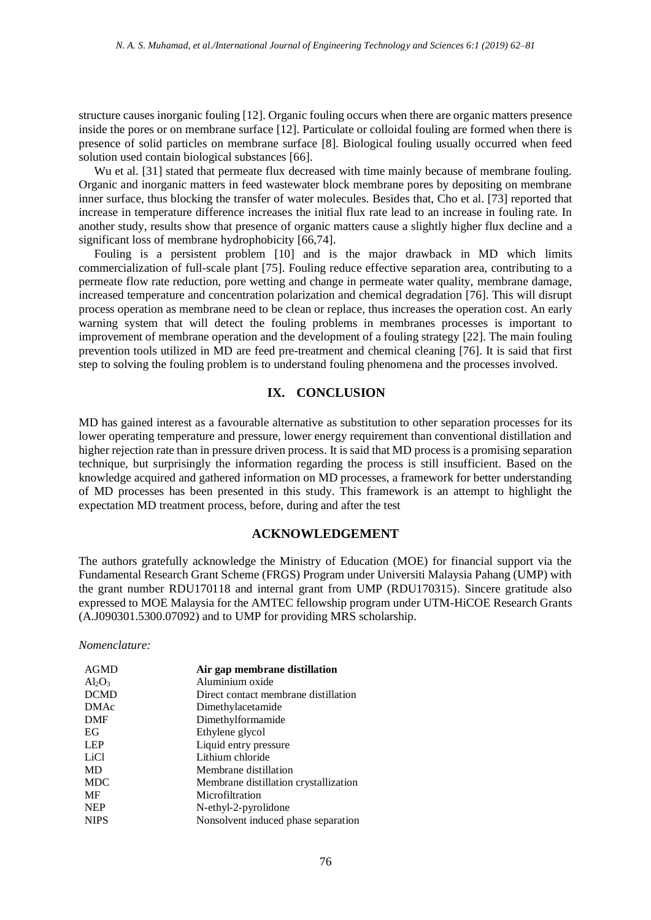structure causes inorganic fouling [12]. Organic fouling occurs when there are organic matters presence inside the pores or on membrane surface [12]. Particulate or colloidal fouling are formed when there is presence of solid particles on membrane surface [8]. Biological fouling usually occurred when feed solution used contain biological substances [66].

Wu et al. [31] stated that permeate flux decreased with time mainly because of membrane fouling. Organic and inorganic matters in feed wastewater block membrane pores by depositing on membrane inner surface, thus blocking the transfer of water molecules. Besides that, Cho et al. [73] reported that increase in temperature difference increases the initial flux rate lead to an increase in fouling rate. In another study, results show that presence of organic matters cause a slightly higher flux decline and a significant loss of membrane hydrophobicity [66,74].

Fouling is a persistent problem [10] and is the major drawback in MD which limits commercialization of full-scale plant [75]. Fouling reduce effective separation area, contributing to a permeate flow rate reduction, pore wetting and change in permeate water quality, membrane damage, increased temperature and concentration polarization and chemical degradation [76]. This will disrupt process operation as membrane need to be clean or replace, thus increases the operation cost. An early warning system that will detect the fouling problems in membranes processes is important to improvement of membrane operation and the development of a fouling strategy [22]. The main fouling prevention tools utilized in MD are feed pre-treatment and chemical cleaning [76]. It is said that first step to solving the fouling problem is to understand fouling phenomena and the processes involved.

## IX. CONCLUSION

MD has gained interest as a favourable alternative as substitution to other separation processes for its lower operating temperature and pressure, lower energy requirement than conventional distillation and higher rejection rate than in pressure driven process. It is said that MD process is a promising separation technique, but surprisingly the information regarding the process is still insufficient. Based on the knowledge acquired and gathered information on MD processes, a framework for better understanding of MD processes has been presented in this study. This framework is an attempt to highlight the expectation MD treatment process, before, during and after the test

## ACKNOWLEDGEMENT

The authors gratefully acknowledge the Ministry of Education (MOE) for financial support via the Fundamental Research Grant Scheme (FRGS) Program under Universiti Malaysia Pahang (UMP) with the grant number RDU170118 and internal grant from UMP (RDU170315). Sincere gratitude also expressed to MOE Malaysia for the AMTEC fellowship program under UTM-HiCOE Research Grants (A.J090301.5300.07092) and to UMP for providing MRS scholarship.

*Nomenclature:*

| | |
|---|---|
| AGMD | **Air gap membrane distillation** |
| $Al_2O_3$ | Aluminium oxide |
| DCMD | Direct contact membrane distillation |
| DMAc | Dimethylacetamide |
| DMF | Dimethylformamide |
| EG | Ethylene glycol |
| LEP | Liquid entry pressure |
| LiCl | Lithium chloride |
| MD | Membrane distillation |
| MDC | Membrane distillation crystallization |
| MF | Microfiltration |
| NEP | N-ethyl-2-pyrolidone |
| NIPS | Nonsolvent induced phase separation |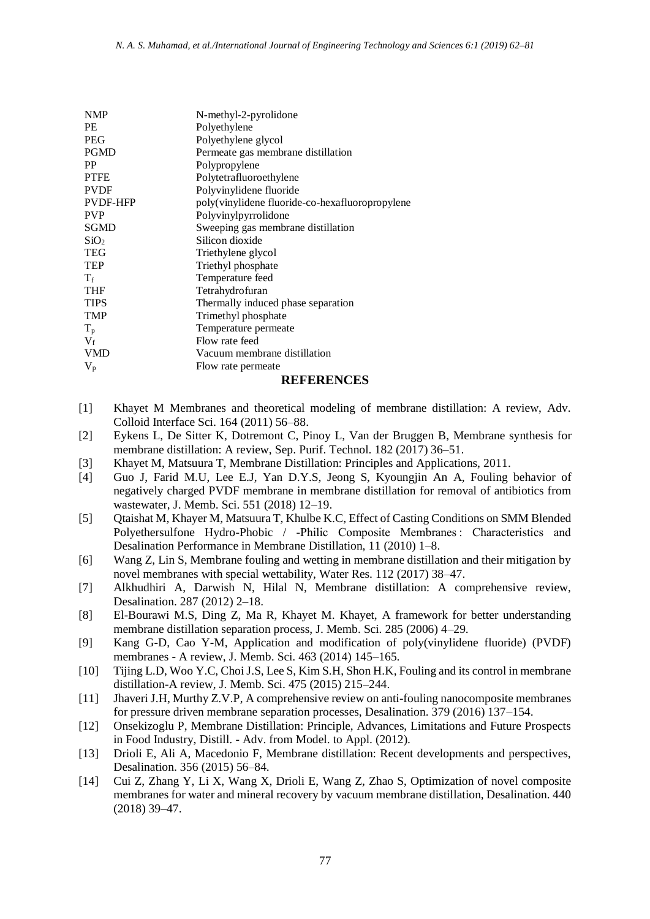| | |
|---|---|
| NMP | N-methyl-2-pyrolidone |
| PE | Polyethylene |
| PEG | Polyethylene glycol |
| PGMD | Permeate gas membrane distillation |
| PP | Polypropylene |
| PTFE | Polytetrafluoroethylene |
| PVDF | Polyvinylidene fluoride |
| PVDF-HFP | poly(vinylidene fluoride-co-hexafluoropropylene |
| PVP | Polyvinylpyrrolidone |
| SGMD | Sweeping gas membrane distillation |
| $SiO_2$ | Silicon dioxide |
| TEG | Triethylene glycol |
| TEP | Triethyl phosphate |
| $T_f$ | Temperature feed |
| THF | Tetrahydrofuran |
| TIPS | Thermally induced phase separation |
| TMP | Trimethyl phosphate |
| $T_p$ | Temperature permeate |
| $V_f$ | Flow rate feed |
| VMD | Vacuum membrane distillation |
| $V_p$ | Flow rate permeate |

## REFERENCES

[1] Khayet M Membranes and theoretical modeling of membrane distillation: A review, Adv. Colloid Interface Sci. 164 (2011) 56–88.

[2] Eykens L, De Sitter K, Dotremont C, Pinoy L, Van der Bruggen B, Membrane synthesis for membrane distillation: A review, Sep. Purif. Technol. 182 (2017) 36–51.

[3] Khayet M, Matsuura T, Membrane Distillation: Principles and Applications, 2011.

[4] Guo J, Farid M.U, Lee E.J, Yan D.Y.S, Jeong S, Kyoungjin An A, Fouling behavior of negatively charged PVDF membrane in membrane distillation for removal of antibiotics from wastewater, J. Memb. Sci. 551 (2018) 12–19.

[5] Qtaishat M, Khayer M, Matsuura T, Khulbe K.C, Effect of Casting Conditions on SMM Blended Polyethersulfone Hydro-Phobic / -Philic Composite Membranes : Characteristics and Desalination Performance in Membrane Distillation, 11 (2010) 1–8.

[6] Wang Z, Lin S, Membrane fouling and wetting in membrane distillation and their mitigation by novel membranes with special wettability, Water Res. 112 (2017) 38–47.

[7] Alkhudhiri A, Darwish N, Hilal N, Membrane distillation: A comprehensive review, Desalination. 287 (2012) 2–18.

[8] El-Bourawi M.S, Ding Z, Ma R, Khayet M. Khayet, A framework for better understanding membrane distillation separation process, J. Memb. Sci. 285 (2006) 4–29.

[9] Kang G-D, Cao Y-M, Application and modification of poly(vinylidene fluoride) (PVDF) membranes - A review, J. Memb. Sci. 463 (2014) 145–165.

[10] Tijing L.D, Woo Y.C, Choi J.S, Lee S, Kim S.H, Shon H.K, Fouling and its control in membrane distillation-A review, J. Memb. Sci. 475 (2015) 215–244.

[11] Jhaveri J.H, Murthy Z.V.P, A comprehensive review on anti-fouling nanocomposite membranes for pressure driven membrane separation processes, Desalination. 379 (2016) 137–154.

[12] Onsekizoglu P, Membrane Distillation: Principle, Advances, Limitations and Future Prospects in Food Industry, Distill. - Adv. from Model. to Appl. (2012).

[13] Drioli E, Ali A, Macedonio F, Membrane distillation: Recent developments and perspectives, Desalination. 356 (2015) 56–84.

[14] Cui Z, Zhang Y, Li X, Wang X, Drioli E, Wang Z, Zhao S, Optimization of novel composite membranes for water and mineral recovery by vacuum membrane distillation, Desalination. 440 (2018) 39–47.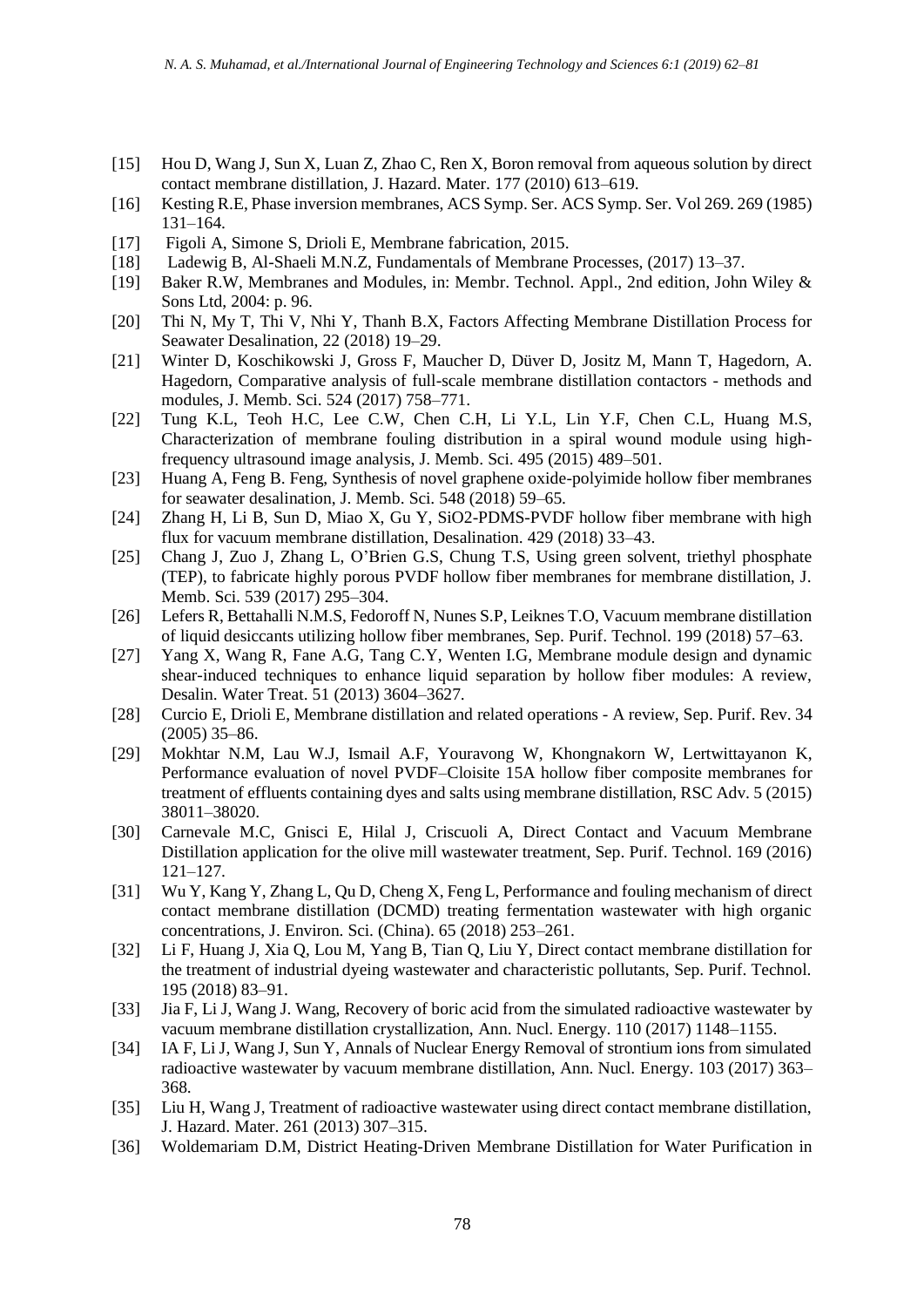[15] Hou D, Wang J, Sun X, Luan Z, Zhao C, Ren X, Boron removal from aqueous solution by direct contact membrane distillation, J. Hazard. Mater. 177 (2010) 613–619.

[16] Kesting R.E, Phase inversion membranes, ACS Symp. Ser. ACS Symp. Ser. Vol 269. 269 (1985) 131–164.

[17] Figoli A, Simone S, Drioli E, Membrane fabrication, 2015.

[18] Ladewig B, Al-Shaeli M.N.Z, Fundamentals of Membrane Processes, (2017) 13–37.

[19] Baker R.W, Membranes and Modules, in: Membr. Technol. Appl., 2nd edition, John Wiley & Sons Ltd, 2004: p. 96.

[20] Thi N, My T, Thi V, Nhi Y, Thanh B.X, Factors Affecting Membrane Distillation Process for Seawater Desalination, 22 (2018) 19–29.

[21] Winter D, Koschikowski J, Gross F, Maucher D, Düver D, Jositz M, Mann T, Hagedorn, A. Hagedorn, Comparative analysis of full-scale membrane distillation contactors - methods and modules, J. Memb. Sci. 524 (2017) 758–771.

[22] Tung K.L, Teoh H.C, Lee C.W, Chen C.H, Li Y.L, Lin Y.F, Chen C.L, Huang M.S, Characterization of membrane fouling distribution in a spiral wound module using high-frequency ultrasound image analysis, J. Memb. Sci. 495 (2015) 489–501.

[23] Huang A, Feng B. Feng, Synthesis of novel graphene oxide-polyimide hollow fiber membranes for seawater desalination, J. Memb. Sci. 548 (2018) 59–65.

[24] Zhang H, Li B, Sun D, Miao X, Gu Y, SiO2-PDMS-PVDF hollow fiber membrane with high flux for vacuum membrane distillation, Desalination. 429 (2018) 33–43.

[25] Chang J, Zuo J, Zhang L, O'Brien G.S, Chung T.S, Using green solvent, triethyl phosphate (TEP), to fabricate highly porous PVDF hollow fiber membranes for membrane distillation, J. Memb. Sci. 539 (2017) 295–304.

[26] Lefers R, Bettahalli N.M.S, Fedoroff N, Nunes S.P, Leiknes T.O, Vacuum membrane distillation of liquid desiccants utilizing hollow fiber membranes, Sep. Purif. Technol. 199 (2018) 57–63.

[27] Yang X, Wang R, Fane A.G, Tang C.Y, Wenten I.G, Membrane module design and dynamic shear-induced techniques to enhance liquid separation by hollow fiber modules: A review, Desalin. Water Treat. 51 (2013) 3604–3627.

[28] Curcio E, Drioli E, Membrane distillation and related operations - A review, Sep. Purif. Rev. 34 (2005) 35–86.

[29] Mokhtar N.M, Lau W.J, Ismail A.F, Youravong W, Khongnakorn W, Lertwittayanon K, Performance evaluation of novel PVDF–Cloisite 15A hollow fiber composite membranes for treatment of effluents containing dyes and salts using membrane distillation, RSC Adv. 5 (2015) 38011–38020.

[30] Carnevale M.C, Gnisci E, Hilal J, Criscuoli A, Direct Contact and Vacuum Membrane Distillation application for the olive mill wastewater treatment, Sep. Purif. Technol. 169 (2016) 121–127.

[31] Wu Y, Kang Y, Zhang L, Qu D, Cheng X, Feng L, Performance and fouling mechanism of direct contact membrane distillation (DCMD) treating fermentation wastewater with high organic concentrations, J. Environ. Sci. (China). 65 (2018) 253–261.

[32] Li F, Huang J, Xia Q, Lou M, Yang B, Tian Q, Liu Y, Direct contact membrane distillation for the treatment of industrial dyeing wastewater and characteristic pollutants, Sep. Purif. Technol. 195 (2018) 83–91.

[33] Jia F, Li J, Wang J. Wang, Recovery of boric acid from the simulated radioactive wastewater by vacuum membrane distillation crystallization, Ann. Nucl. Energy. 110 (2017) 1148–1155.

[34] IA F, Li J, Wang J, Sun Y, Annals of Nuclear Energy Removal of strontium ions from simulated radioactive wastewater by vacuum membrane distillation, Ann. Nucl. Energy. 103 (2017) 363–368.

[35] Liu H, Wang J, Treatment of radioactive wastewater using direct contact membrane distillation, J. Hazard. Mater. 261 (2013) 307–315.

[36] Woldemariam D.M, District Heating-Driven Membrane Distillation for Water Purification in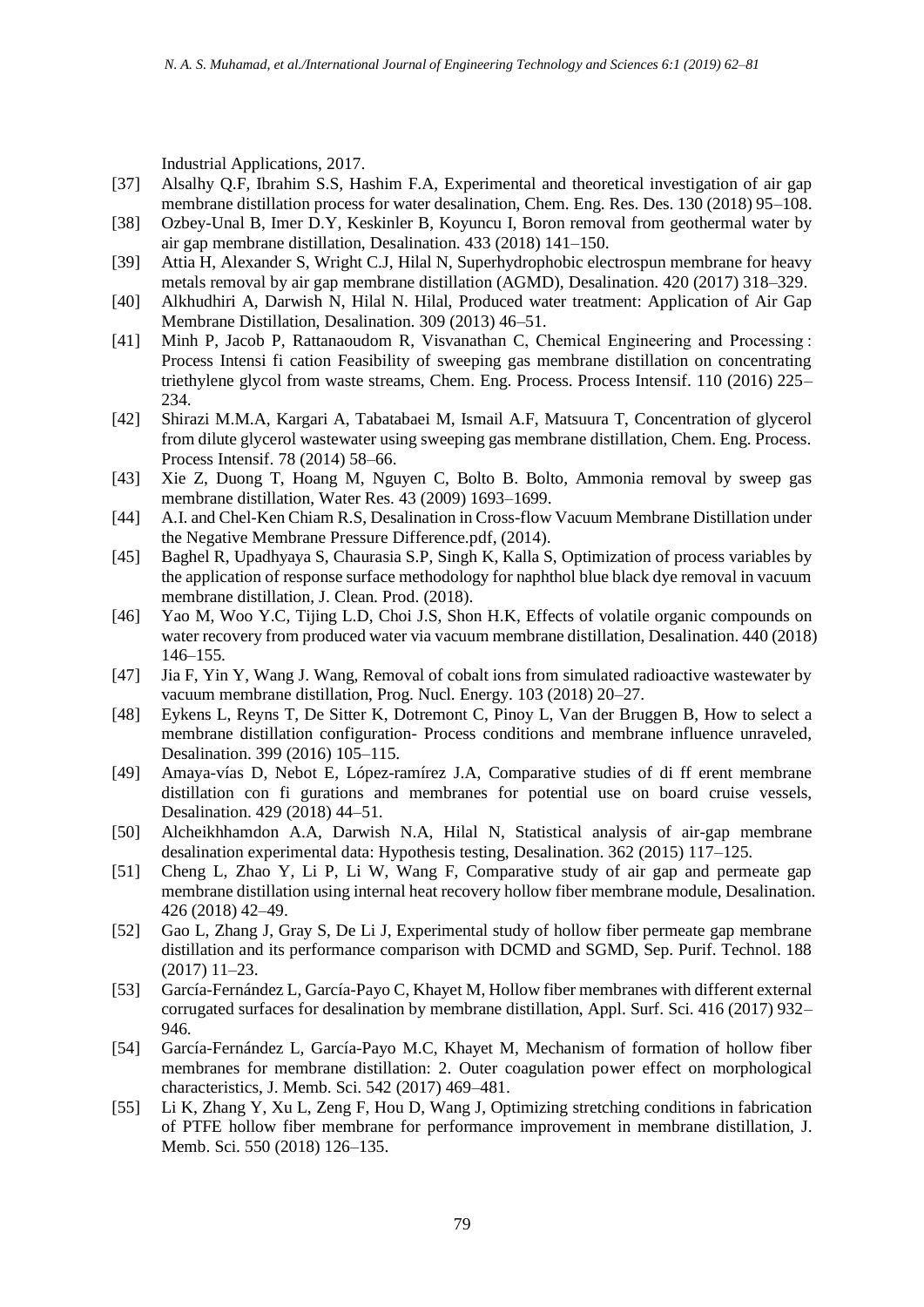Industrial Applications, 2017.

[37] Alsalhy Q.F, Ibrahim S.S, Hashim F.A, Experimental and theoretical investigation of air gap membrane distillation process for water desalination, Chem. Eng. Res. Des. 130 (2018) 95–108.

[38] Ozbey-Unal B, Imer D.Y, Keskinler B, Koyuncu I, Boron removal from geothermal water by air gap membrane distillation, Desalination. 433 (2018) 141–150.

[39] Attia H, Alexander S, Wright C.J, Hilal N, Superhydrophobic electrospun membrane for heavy metals removal by air gap membrane distillation (AGMD), Desalination. 420 (2017) 318–329.

[40] Alkhudhiri A, Darwish N, Hilal N. Hilal, Produced water treatment: Application of Air Gap Membrane Distillation, Desalination. 309 (2013) 46–51.

[41] Minh P, Jacob P, Rattanaoudom R, Visvanathan C, Chemical Engineering and Processing : Process Intensi fi cation Feasibility of sweeping gas membrane distillation on concentrating triethylene glycol from waste streams, Chem. Eng. Process. Process Intensif. 110 (2016) 225–234.

[42] Shirazi M.M.A, Kargari A, Tabatabaei M, Ismail A.F, Matsuura T, Concentration of glycerol from dilute glycerol wastewater using sweeping gas membrane distillation, Chem. Eng. Process. Process Intensif. 78 (2014) 58–66.

[43] Xie Z, Duong T, Hoang M, Nguyen C, Bolto B. Bolto, Ammonia removal by sweep gas membrane distillation, Water Res. 43 (2009) 1693–1699.

[44] A.I. and Chel-Ken Chiam R.S, Desalination in Cross-flow Vacuum Membrane Distillation under the Negative Membrane Pressure Difference.pdf, (2014).

[45] Baghel R, Upadhyaya S, Chaurasia S.P, Singh K, Kalla S, Optimization of process variables by the application of response surface methodology for naphthol blue black dye removal in vacuum membrane distillation, J. Clean. Prod. (2018).

[46] Yao M, Woo Y.C, Tijing L.D, Choi J.S, Shon H.K, Effects of volatile organic compounds on water recovery from produced water via vacuum membrane distillation, Desalination. 440 (2018) 146–155.

[47] Jia F, Yin Y, Wang J. Wang, Removal of cobalt ions from simulated radioactive wastewater by vacuum membrane distillation, Prog. Nucl. Energy. 103 (2018) 20–27.

[48] Eykens L, Reyns T, De Sitter K, Dotremont C, Pinoy L, Van der Bruggen B, How to select a membrane distillation configuration- Process conditions and membrane influence unraveled, Desalination. 399 (2016) 105–115.

[49] Amaya-vías D, Nebot E, López-ramírez J.A, Comparative studies of di ff erent membrane distillation con fi gurations and membranes for potential use on board cruise vessels, Desalination. 429 (2018) 44–51.

[50] Alcheikhhamdon A.A, Darwish N.A, Hilal N, Statistical analysis of air-gap membrane desalination experimental data: Hypothesis testing, Desalination. 362 (2015) 117–125.

[51] Cheng L, Zhao Y, Li P, Li W, Wang F, Comparative study of air gap and permeate gap membrane distillation using internal heat recovery hollow fiber membrane module, Desalination. 426 (2018) 42–49.

[52] Gao L, Zhang J, Gray S, De Li J, Experimental study of hollow fiber permeate gap membrane distillation and its performance comparison with DCMD and SGMD, Sep. Purif. Technol. 188 (2017) 11–23.

[53] García-Fernández L, García-Payo C, Khayet M, Hollow fiber membranes with different external corrugated surfaces for desalination by membrane distillation, Appl. Surf. Sci. 416 (2017) 932–946.

[54] García-Fernández L, García-Payo M.C, Khayet M, Mechanism of formation of hollow fiber membranes for membrane distillation: 2. Outer coagulation power effect on morphological characteristics, J. Memb. Sci. 542 (2017) 469–481.

[55] Li K, Zhang Y, Xu L, Zeng F, Hou D, Wang J, Optimizing stretching conditions in fabrication of PTFE hollow fiber membrane for performance improvement in membrane distillation, J. Memb. Sci. 550 (2018) 126–135.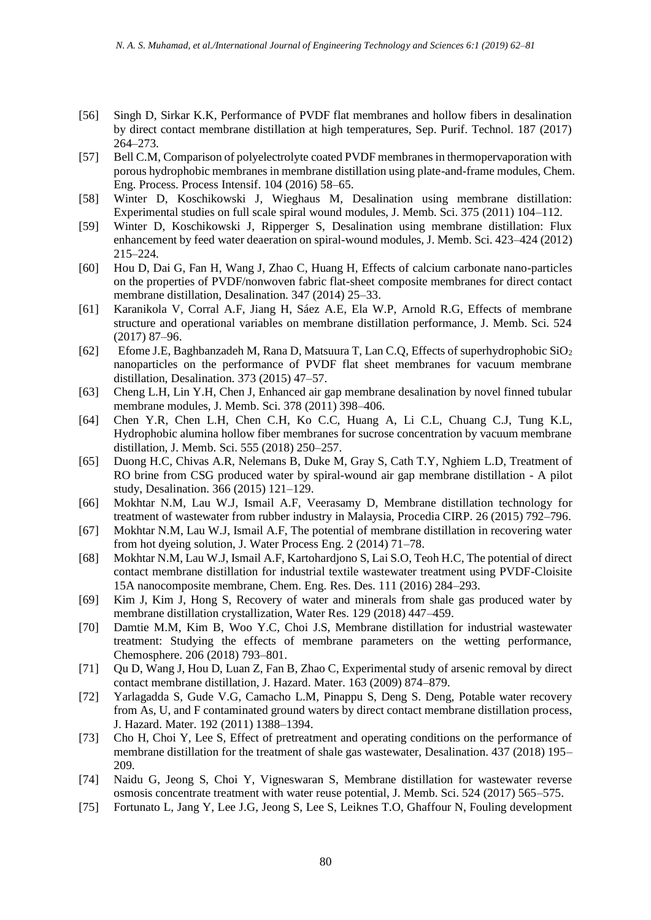[56] Singh D, Sirkar K.K, Performance of PVDF flat membranes and hollow fibers in desalination by direct contact membrane distillation at high temperatures, Sep. Purif. Technol. 187 (2017) 264–273.

[57] Bell C.M, Comparison of polyelectrolyte coated PVDF membranes in thermopervaporation with porous hydrophobic membranes in membrane distillation using plate-and-frame modules, Chem. Eng. Process. Process Intensif. 104 (2016) 58–65.

[58] Winter D, Koschikowski J, Wieghaus M, Desalination using membrane distillation: Experimental studies on full scale spiral wound modules, J. Memb. Sci. 375 (2011) 104–112.

[59] Winter D, Koschikowski J, Ripperger S, Desalination using membrane distillation: Flux enhancement by feed water deaeration on spiral-wound modules, J. Memb. Sci. 423–424 (2012) 215–224.

[60] Hou D, Dai G, Fan H, Wang J, Zhao C, Huang H, Effects of calcium carbonate nano-particles on the properties of PVDF/nonwoven fabric flat-sheet composite membranes for direct contact membrane distillation, Desalination. 347 (2014) 25–33.

[61] Karanikola V, Corral A.F, Jiang H, Sáez A.E, Ela W.P, Arnold R.G, Effects of membrane structure and operational variables on membrane distillation performance, J. Memb. Sci. 524 (2017) 87–96.

[62] Efome J.E, Baghbanzadeh M, Rana D, Matsuura T, Lan C.Q, Effects of superhydrophobic $SiO_2$ nanoparticles on the performance of PVDF flat sheet membranes for vacuum membrane distillation, Desalination. 373 (2015) 47–57.

[63] Cheng L.H, Lin Y.H, Chen J, Enhanced air gap membrane desalination by novel finned tubular membrane modules, J. Memb. Sci. 378 (2011) 398–406.

[64] Chen Y.R, Chen L.H, Chen C.H, Ko C.C, Huang A, Li C.L, Chuang C.J, Tung K.L, Hydrophobic alumina hollow fiber membranes for sucrose concentration by vacuum membrane distillation, J. Memb. Sci. 555 (2018) 250–257.

[65] Duong H.C, Chivas A.R, Nelemans B, Duke M, Gray S, Cath T.Y, Nghiem L.D, Treatment of RO brine from CSG produced water by spiral-wound air gap membrane distillation - A pilot study, Desalination. 366 (2015) 121–129.

[66] Mokhtar N.M, Lau W.J, Ismail A.F, Veerasamy D, Membrane distillation technology for treatment of wastewater from rubber industry in Malaysia, Procedia CIRP. 26 (2015) 792–796.

[67] Mokhtar N.M, Lau W.J, Ismail A.F, The potential of membrane distillation in recovering water from hot dyeing solution, J. Water Process Eng. 2 (2014) 71–78.

[68] Mokhtar N.M, Lau W.J, Ismail A.F, Kartohardjono S, Lai S.O, Teoh H.C, The potential of direct contact membrane distillation for industrial textile wastewater treatment using PVDF-Cloisite 15A nanocomposite membrane, Chem. Eng. Res. Des. 111 (2016) 284–293.

[69] Kim J, Kim J, Hong S, Recovery of water and minerals from shale gas produced water by membrane distillation crystallization, Water Res. 129 (2018) 447–459.

[70] Damtie M.M, Kim B, Woo Y.C, Choi J.S, Membrane distillation for industrial wastewater treatment: Studying the effects of membrane parameters on the wetting performance, Chemosphere. 206 (2018) 793–801.

[71] Qu D, Wang J, Hou D, Luan Z, Fan B, Zhao C, Experimental study of arsenic removal by direct contact membrane distillation, J. Hazard. Mater. 163 (2009) 874–879.

[72] Yarlagadda S, Gude V.G, Camacho L.M, Pinappu S, Deng S. Deng, Potable water recovery from As, U, and F contaminated ground waters by direct contact membrane distillation process, J. Hazard. Mater. 192 (2011) 1388–1394.

[73] Cho H, Choi Y, Lee S, Effect of pretreatment and operating conditions on the performance of membrane distillation for the treatment of shale gas wastewater, Desalination. 437 (2018) 195–209.

[74] Naidu G, Jeong S, Choi Y, Vigneswaran S, Membrane distillation for wastewater reverse osmosis concentrate treatment with water reuse potential, J. Memb. Sci. 524 (2017) 565–575.

[75] Fortunato L, Jang Y, Lee J.G, Jeong S, Lee S, Leiknes T.O, Ghaffour N, Fouling development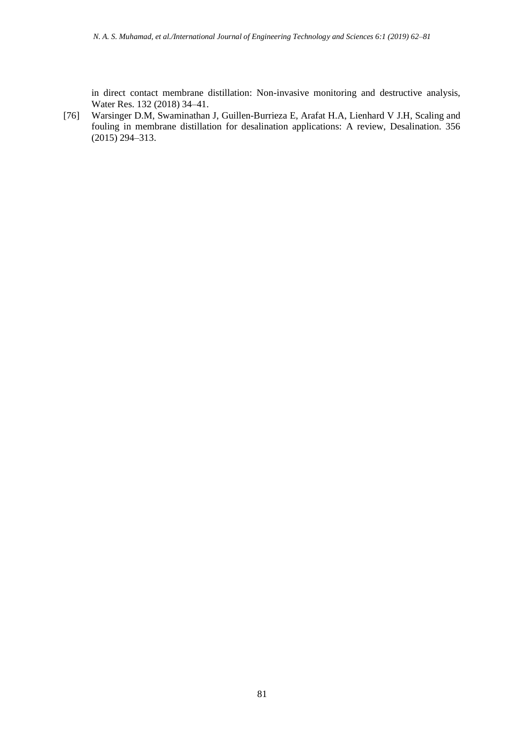in direct contact membrane distillation: Non-invasive monitoring and destructive analysis, Water Res. 132 (2018) 34–41.

[76] Warsinger D.M, Swaminathan J, Guillen-Burrieza E, Arafat H.A, Lienhard V J.H, Scaling and fouling in membrane distillation for desalination applications: A review, Desalination. 356 (2015) 294–313.